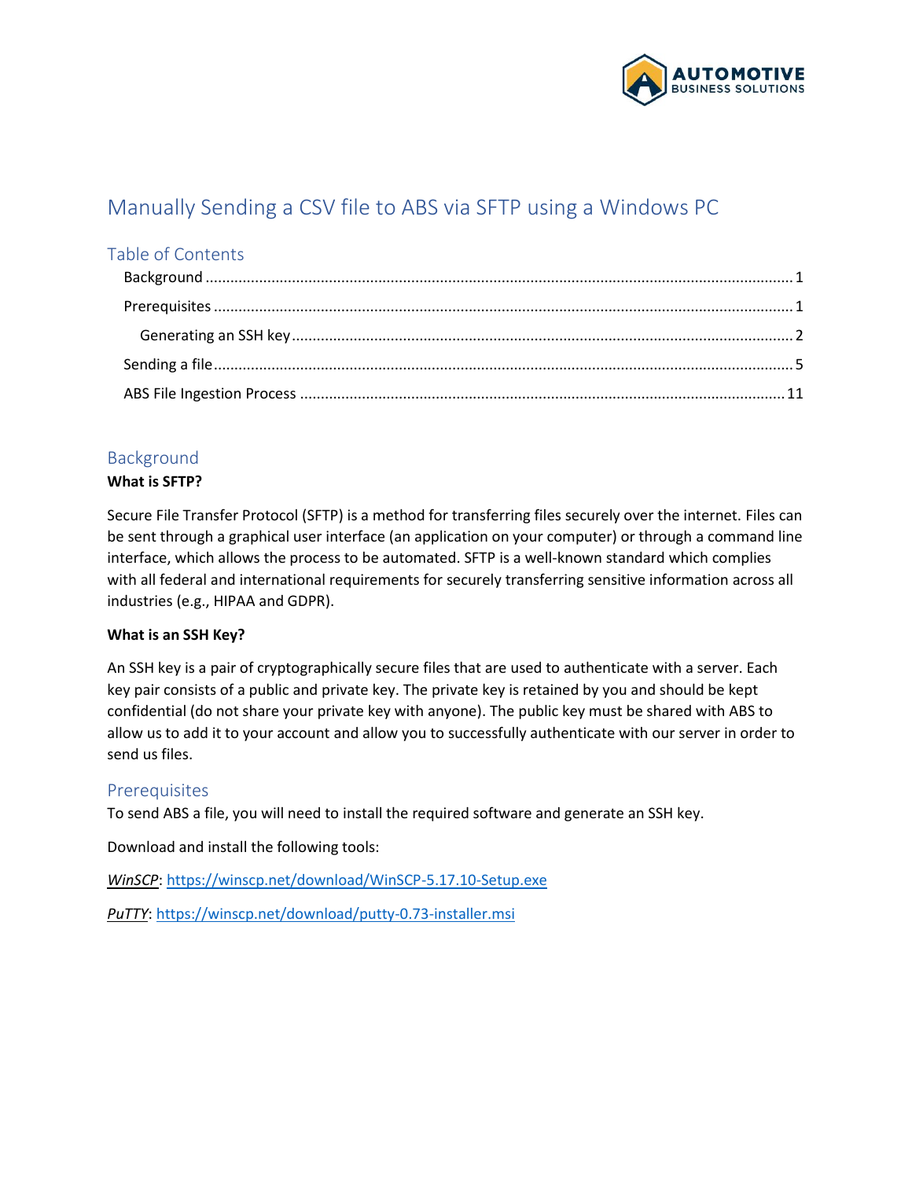# Manually Sending a CSV file to ABS via SFTP using a Windows PC

## Table of Contents

- Background ........ 1
- Prerequisites ........ 1
  - Generating an SSH key ........ 2
- Sending a file ........ 5
- ABS File Ingestion Process ........ 11

## Background

**What is SFTP?**

Secure File Transfer Protocol (SFTP) is a method for transferring files securely over the internet. Files can be sent through a graphical user interface (an application on your computer) or through a command line interface, which allows the process to be automated. SFTP is a well-known standard which complies with all federal and international requirements for securely transferring sensitive information across all industries (e.g., HIPAA and GDPR).

**What is an SSH Key?**

An SSH key is a pair of cryptographically secure files that are used to authenticate with a server. Each key pair consists of a public and private key. The private key is retained by you and should be kept confidential (do not share your private key with anyone). The public key must be shared with ABS to allow us to add it to your account and allow you to successfully authenticate with our server in order to send us files.

## Prerequisites

To send ABS a file, you will need to install the required software and generate an SSH key.

Download and install the following tools:

*WinSCP*: https://winscp.net/download/WinSCP-5.17.10-Setup.exe

*PuTTY*: https://winscp.net/download/putty-0.73-installer.msi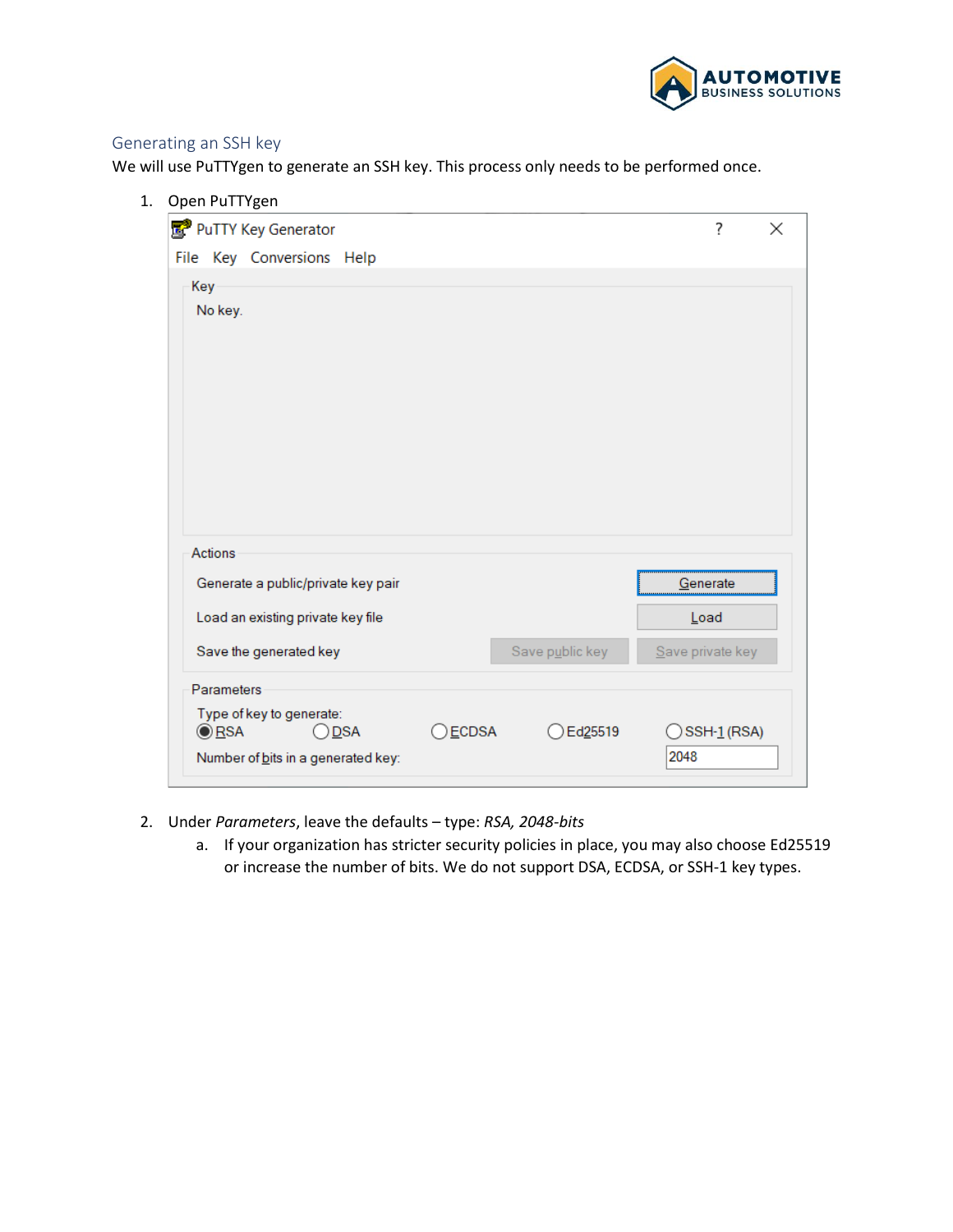## Generating an SSH key

We will use PuTTYgen to generate an SSH key. This process only needs to be performed once.

1. Open PuTTYgen

2. Under *Parameters*, leave the defaults – type: *RSA, 2048-bits*
   a. If your organization has stricter security policies in place, you may also choose Ed25519 or increase the number of bits. We do not support DSA, ECDSA, or SSH-1 key types.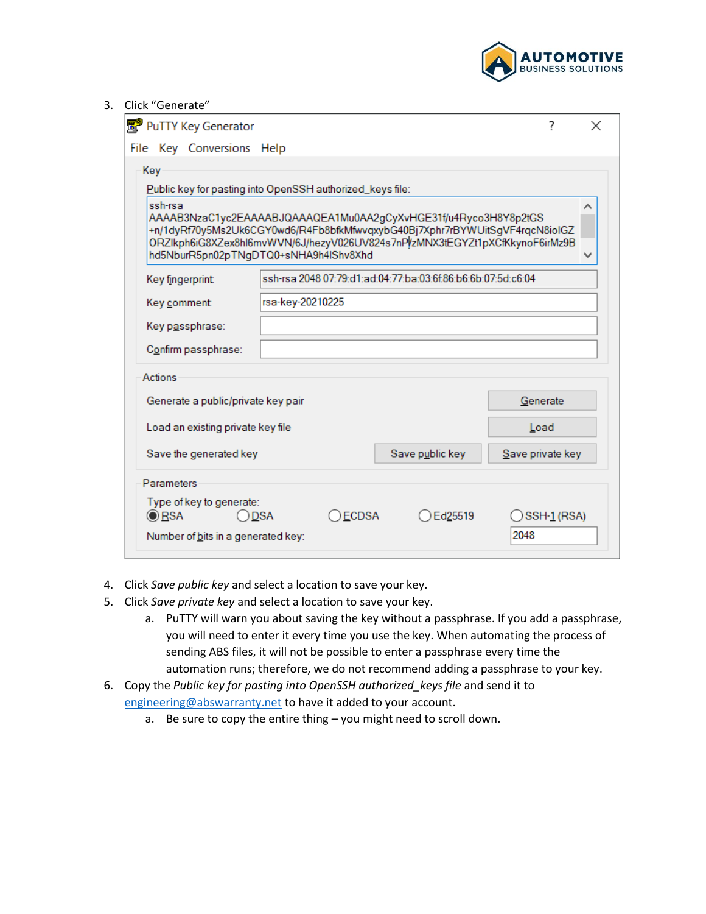3. Click “Generate”

4. Click *Save public key* and select a location to save your key.
5. Click *Save private key* and select a location to save your key.
   a. PuTTY will warn you about saving the key without a passphrase. If you add a passphrase, you will need to enter it every time you use the key. When automating the process of sending ABS files, it will not be possible to enter a passphrase every time the automation runs; therefore, we do not recommend adding a passphrase to your key.
6. Copy the *Public key for pasting into OpenSSH authorized_keys file* and send it to engineering@abswarranty.net to have it added to your account.
   a. Be sure to copy the entire thing – you might need to scroll down.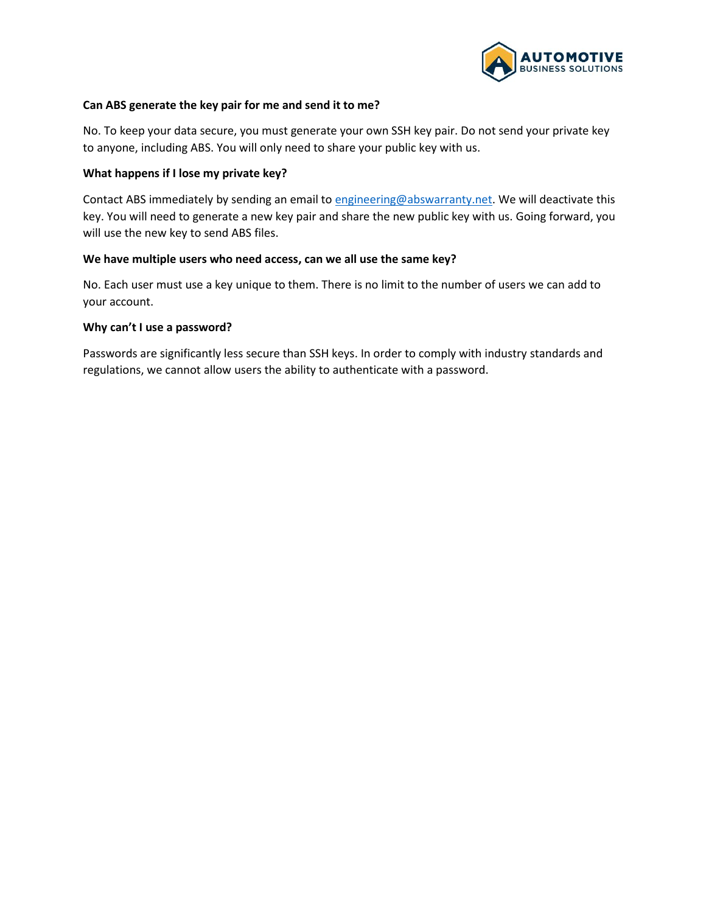**Can ABS generate the key pair for me and send it to me?**

No. To keep your data secure, you must generate your own SSH key pair. Do not send your private key to anyone, including ABS. You will only need to share your public key with us.

**What happens if I lose my private key?**

Contact ABS immediately by sending an email to [engineering@abswarranty.net](mailto:engineering@abswarranty.net). We will deactivate this key. You will need to generate a new key pair and share the new public key with us. Going forward, you will use the new key to send ABS files.

**We have multiple users who need access, can we all use the same key?**

No. Each user must use a key unique to them. There is no limit to the number of users we can add to your account.

**Why can't I use a password?**

Passwords are significantly less secure than SSH keys. In order to comply with industry standards and regulations, we cannot allow users the ability to authenticate with a password.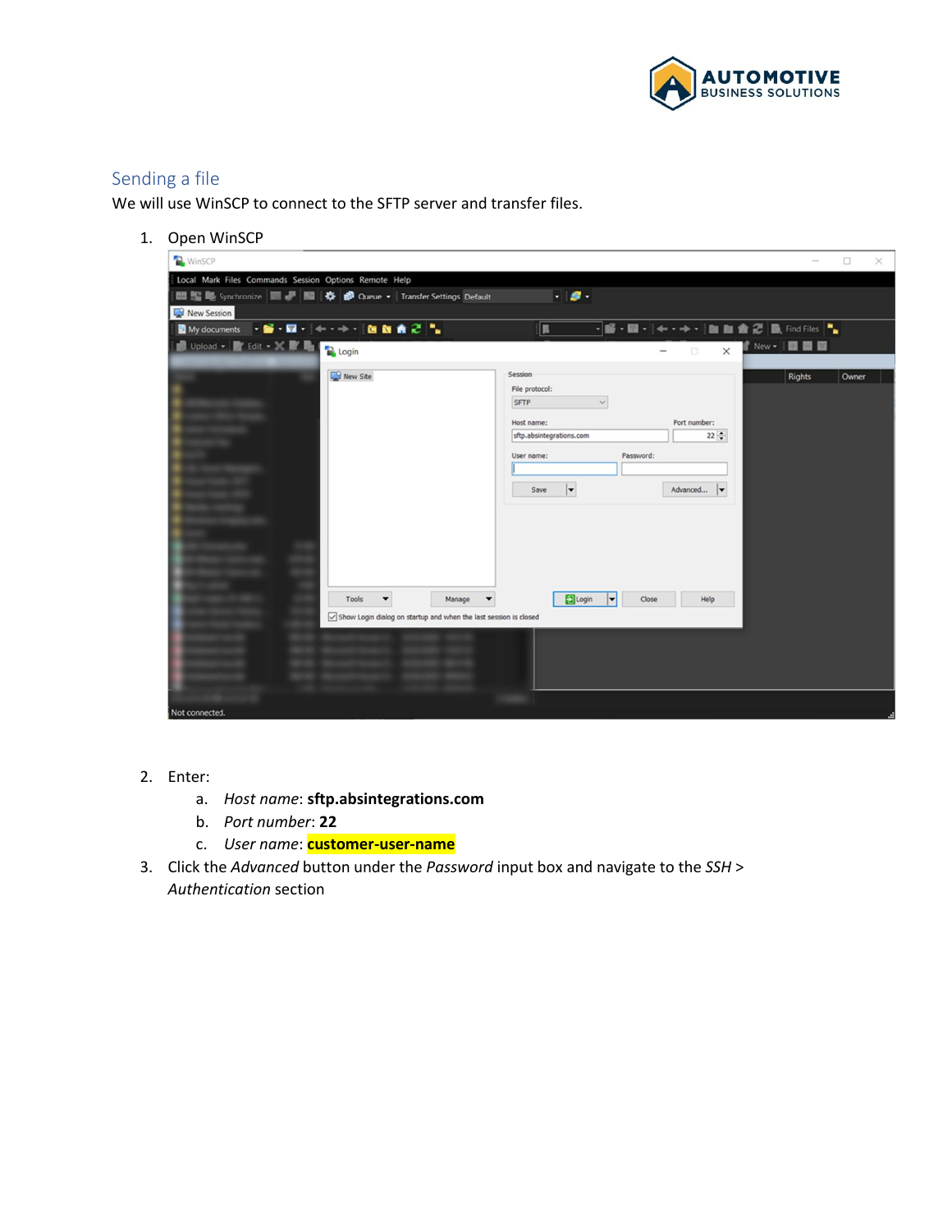## Sending a file

We will use WinSCP to connect to the SFTP server and transfer files.

1. Open WinSCP

2. Enter:
   a. *Host name*: **sftp.absintegrations.com**
   b. *Port number*: **22**
   c. *User name*: **customer-user-name**
3. Click the *Advanced* button under the *Password* input box and navigate to the *SSH > Authentication* section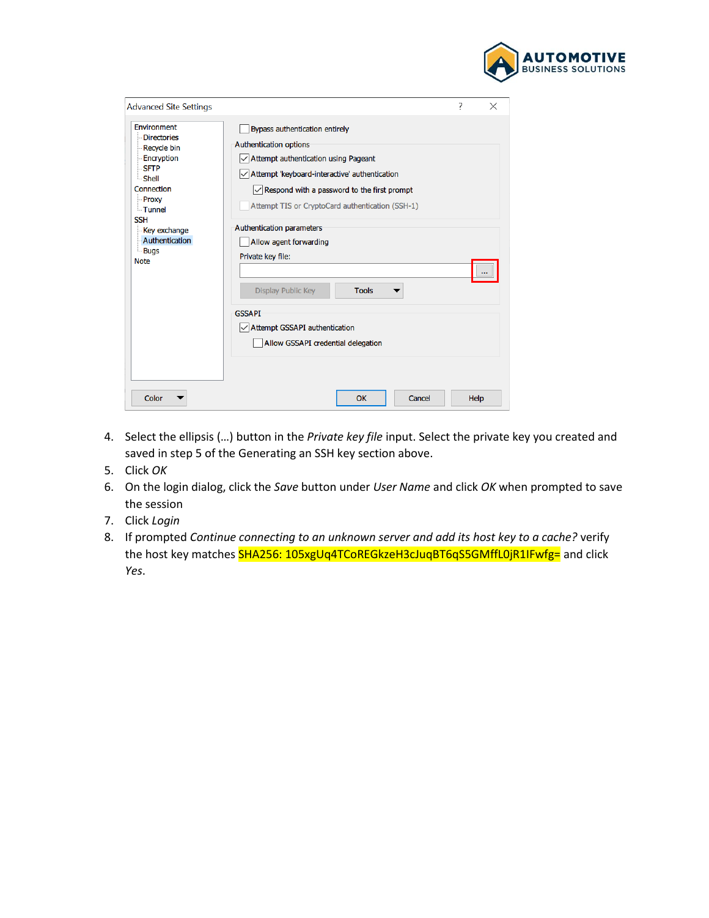4. Select the ellipsis (…) button in the *Private key file* input. Select the private key you created and saved in step 5 of the Generating an SSH key section above.
5. Click *OK*
6. On the login dialog, click the *Save* button under *User Name* and click *OK* when prompted to save the session
7. Click *Login*
8. If prompted *Continue connecting to an unknown server and add its host key to a cache?* verify the host key matches SHA256: 105xgUq4TCoREGkzeH3cJuqBT6qS5GMffL0jR1IFwfg= and click *Yes*.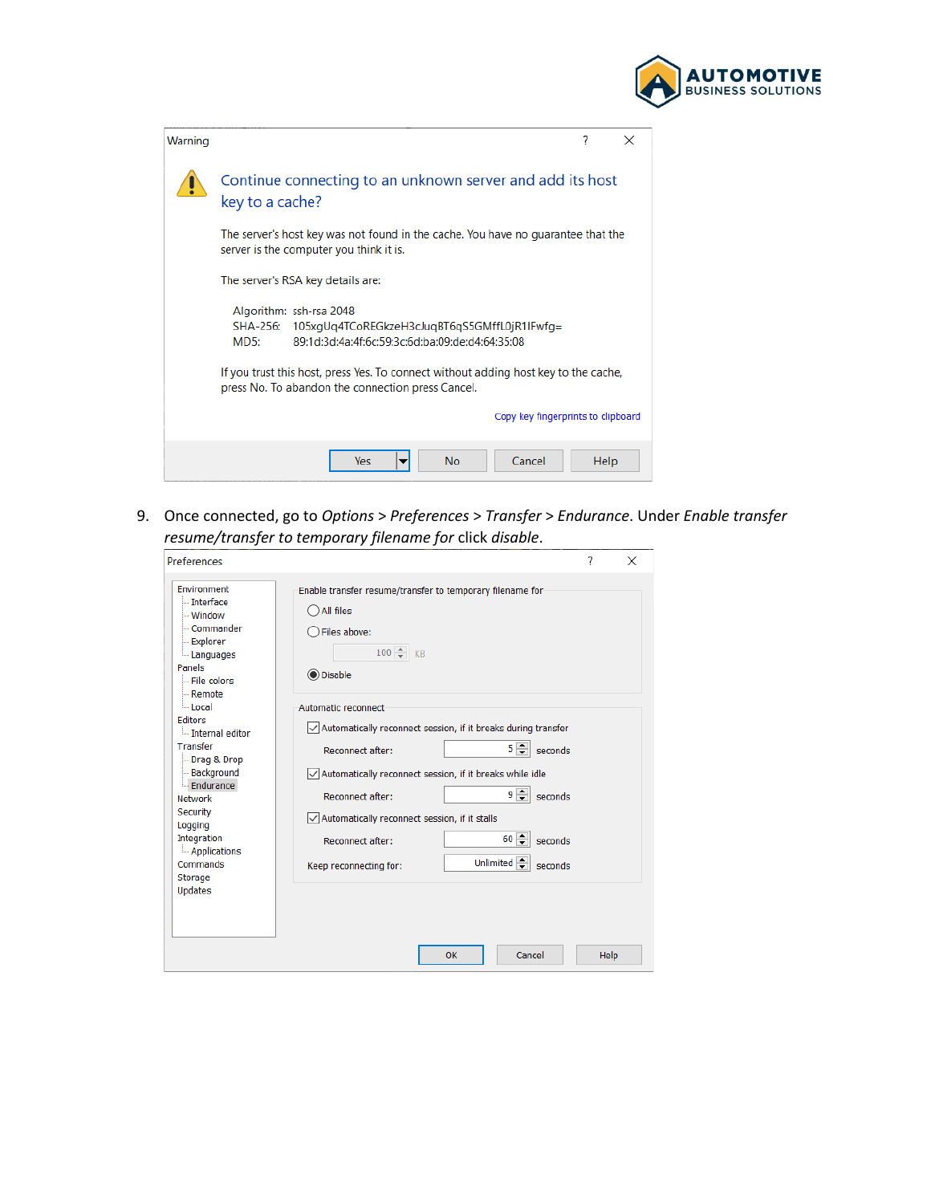Warning

**Continue connecting to an unknown server and add its host key to a cache?**

The server's host key was not found in the cache. You have no guarantee that the server is the computer you think it is.

The server's RSA key details are:

Algorithm: ssh-rsa 2048
SHA-256: 105xgUq4TCoREGkzeH3cJuqBT6qS5GMffL0jR1IFwfg=
MD5: 89:1d:3d:4a:4f:6c:59:3c:6d:ba:09:de:d4:64:35:08

If you trust this host, press Yes. To connect without adding host key to the cache, press No. To abandon the connection press Cancel.

Copy key fingerprints to clipboard

Yes | No | Cancel | Help

9. Once connected, go to *Options > Preferences > Transfer > Endurance*. Under *Enable transfer resume/transfer to temporary filename for* click *disable*.

Preferences

- Environment
  - Interface
  - Window
  - Commander
  - Explorer
  - Languages
- Panels
  - File colors
  - Remote
  - Local
- Editors
  - Internal editor
- Transfer
  - Drag & Drop
  - Background
  - Endurance
- Network
- Security
- Logging
- Integration
  - Applications
- Commands
- Storage
- Updates

Enable transfer resume/transfer to temporary filename for

- ( ) All files
- ( ) Files above: 100 KB
- (•) Disable

Automatic reconnect

- [x] Automatically reconnect session, if it breaks during transfer
  - Reconnect after: 5 seconds
- [x] Automatically reconnect session, if it breaks while idle
  - Reconnect after: 9 seconds
- [x] Automatically reconnect session, if it stalls
  - Reconnect after: 60 seconds

Keep reconnecting for: Unlimited seconds

OK | Cancel | Help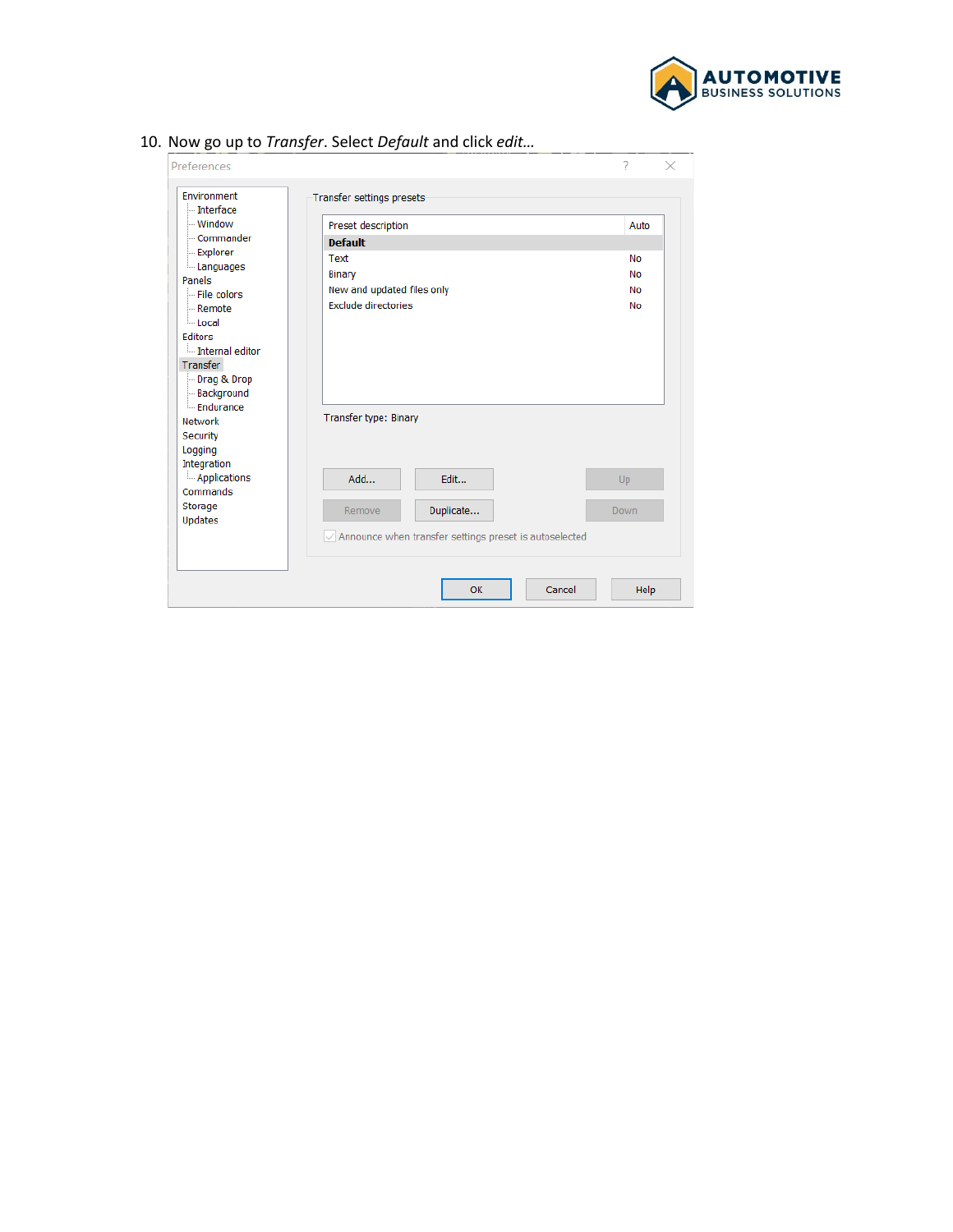10. Now go up to *Transfer*. Select *Default* and click *edit…*

Preferences

- Environment
  - Interface
  - Window
  - Commander
  - Explorer
  - Languages
- Panels
  - File colors
  - Remote
  - Local
- Editors
  - Internal editor
- Transfer
  - Drag & Drop
  - Background
  - Endurance
- Network
- Security
- Logging
- Integration
  - Applications
- Commands
- Storage
- Updates

Transfer settings presets

| Preset description | Auto |
|---|---|
| **Default** | |
| Text | No |
| Binary | No |
| New and updated files only | No |
| Exclude directories | No |

Transfer type: Binary

Add… Edit… Up

Remove Duplicate… Down

Announce when transfer settings preset is autoselected

OK Cancel Help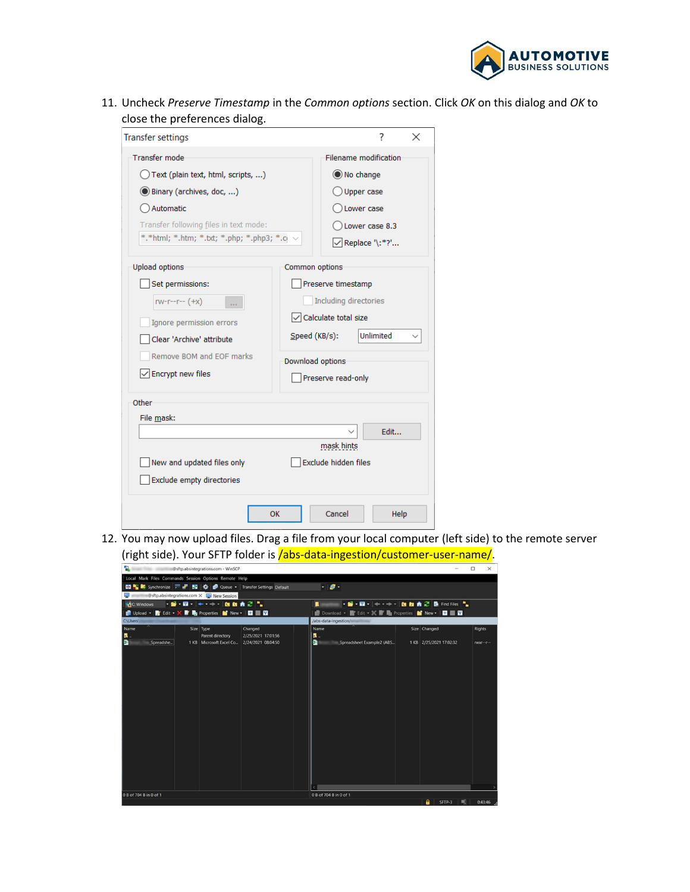11. Uncheck *Preserve Timestamp* in the *Common options* section. Click *OK* on this dialog and *OK* to close the preferences dialog.

12. You may now upload files. Drag a file from your local computer (left side) to the remote server (right side). Your SFTP folder is /abs-data-ingestion/customer-user-name/.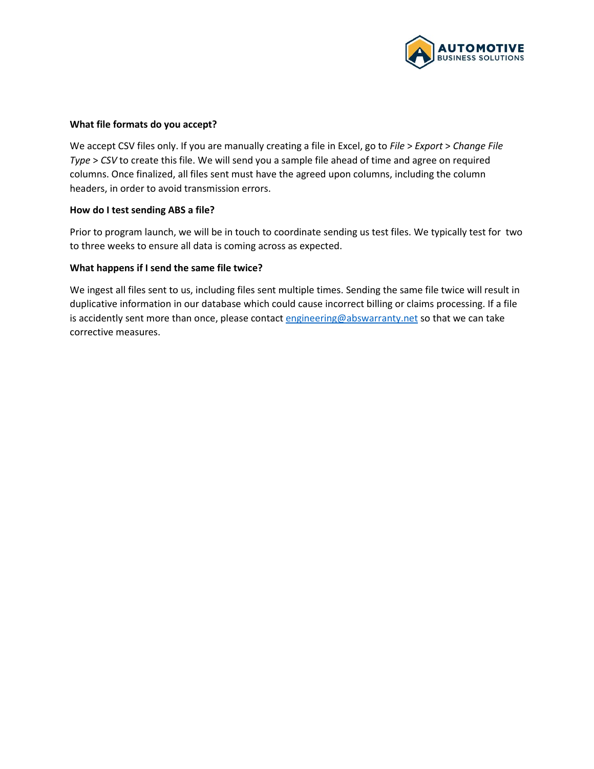**What file formats do you accept?**

We accept CSV files only. If you are manually creating a file in Excel, go to *File* > *Export* > *Change File Type* > *CSV* to create this file. We will send you a sample file ahead of time and agree on required columns. Once finalized, all files sent must have the agreed upon columns, including the column headers, in order to avoid transmission errors.

**How do I test sending ABS a file?**

Prior to program launch, we will be in touch to coordinate sending us test files. We typically test for two to three weeks to ensure all data is coming across as expected.

**What happens if I send the same file twice?**

We ingest all files sent to us, including files sent multiple times. Sending the same file twice will result in duplicative information in our database which could cause incorrect billing or claims processing. If a file is accidently sent more than once, please contact engineering@abswarranty.net so that we can take corrective measures.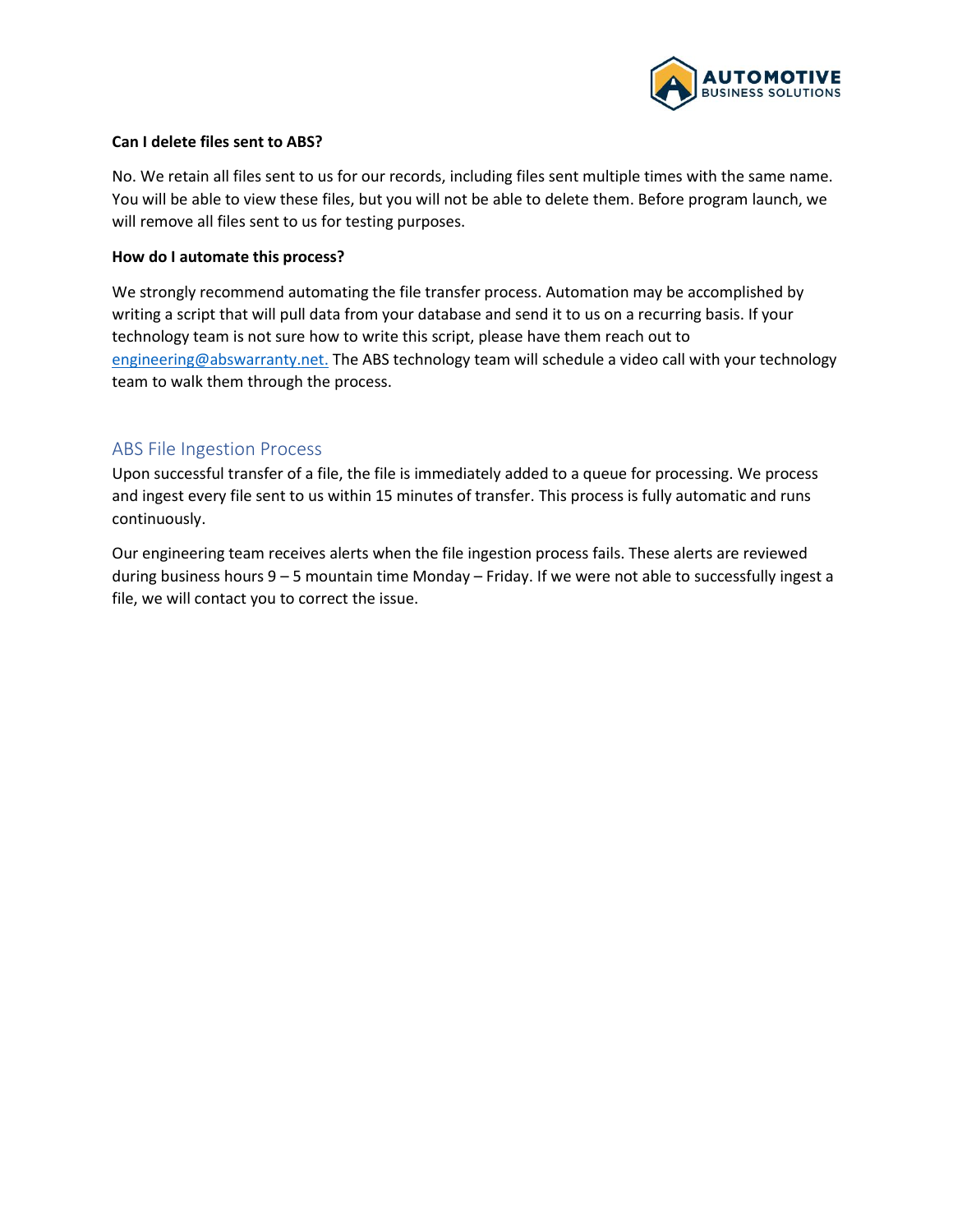**Can I delete files sent to ABS?**

No. We retain all files sent to us for our records, including files sent multiple times with the same name. You will be able to view these files, but you will not be able to delete them. Before program launch, we will remove all files sent to us for testing purposes.

**How do I automate this process?**

We strongly recommend automating the file transfer process. Automation may be accomplished by writing a script that will pull data from your database and send it to us on a recurring basis. If your technology team is not sure how to write this script, please have them reach out to engineering@abswarranty.net. The ABS technology team will schedule a video call with your technology team to walk them through the process.

## ABS File Ingestion Process

Upon successful transfer of a file, the file is immediately added to a queue for processing. We process and ingest every file sent to us within 15 minutes of transfer. This process is fully automatic and runs continuously.

Our engineering team receives alerts when the file ingestion process fails. These alerts are reviewed during business hours 9 – 5 mountain time Monday – Friday. If we were not able to successfully ingest a file, we will contact you to correct the issue.